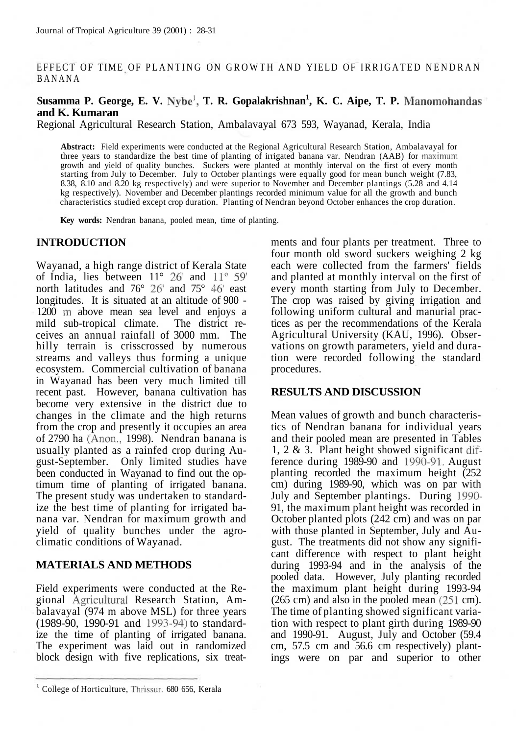EFFECT OF TIME OF PLANTING ON GROWTH AND YIELD OF IRRIGATED NENDRAN BANANA

**Susamma P. George, E. V. Nybe[1], T. R. Gopalakrishnan[1], K. C. Aipe, T. P. Manomohandas and K. Kumaran**

Regional Agricultural Research Station, Ambalavayal 673 593, Wayanad, Kerala, India

**Abstract:** Field experiments were conducted at the Regional Agricultural Research Station, Ambalavayal for three years to standardize the best time of planting of irrigated banana var. Nendran (AAB) for maximum growth and yield of quality bunches. Suckers were planted at monthly interval on the first of every month starting from July to December. July to October plantings were equally good for mean bunch weight (7.83, 8.38, 8.10 and 8.20 kg respectively) and were superior to November and December plantings (5.28 and 4.14 kg respectively). November and December plantings recorded minimum value for all the growth and bunch characteristics studied except crop duration. Planting of Nendran beyond October enhances the crop duration.

**Key words:** Nendran banana, pooled mean, time of planting.

## INTRODUCTION

Wayanad, a high range district of Kerala State of India, lies between 11° 26' and 11° 59' north latitudes and 76° 26' and 75° 46' east longitudes. It is situated at an altitude of 900 - 1200 m above mean sea level and enjoys a mild sub-tropical climate. The district receives an annual rainfall of 3000 mm. The hilly terrain is crisscrossed by numerous streams and valleys thus forming a unique ecosystem. Commercial cultivation of banana in Wayanad has been very much limited till recent past. However, banana cultivation has become very extensive in the district due to changes in the climate and the high returns from the crop and presently it occupies an area of 2790 ha (Anon., 1998). Nendran banana is usually planted as a rainfed crop during August-September. Only limited studies have been conducted in Wayanad to find out the optimum time of planting of irrigated banana. The present study was undertaken to standardize the best time of planting for irrigated banana var. Nendran for maximum growth and yield of quality bunches under the agro-climatic conditions of Wayanad.

## MATERIALS AND METHODS

Field experiments were conducted at the Regional Agricultural Research Station, Ambalavayal (974 m above MSL) for three years (1989-90, 1990-91 and 1993-94) to standardize the time of planting of irrigated banana. The experiment was laid out in randomized block design with five replications, six treatments and four plants per treatment. Three to four month old sword suckers weighing 2 kg each were collected from the farmers' fields and planted at monthly interval on the first of every month starting from July to December. The crop was raised by giving irrigation and following uniform cultural and manurial practices as per the recommendations of the Kerala Agricultural University (KAU, 1996). Observations on growth parameters, yield and duration were recorded following the standard procedures.

## RESULTS AND DISCUSSION

Mean values of growth and bunch characteristics of Nendran banana for individual years and their pooled mean are presented in Tables 1, 2 & 3. Plant height showed significant difference during 1989-90 and 1990-91. August planting recorded the maximum height (252 cm) during 1989-90, which was on par with July and September plantings. During 1990-91, the maximum plant height was recorded in October planted plots (242 cm) and was on par with those planted in September, July and August. The treatments did not show any significant difference with respect to plant height during 1993-94 and in the analysis of the pooled data. However, July planting recorded the maximum plant height during 1993-94 (265 cm) and also in the pooled mean (251 cm). The time of planting showed significant variation with respect to plant girth during 1989-90 and 1990-91. August, July and October (59.4 cm, 57.5 cm and 56.6 cm respectively) plantings were on par and superior to other

[1] College of Horticulture, Thrissur. 680 656, Kerala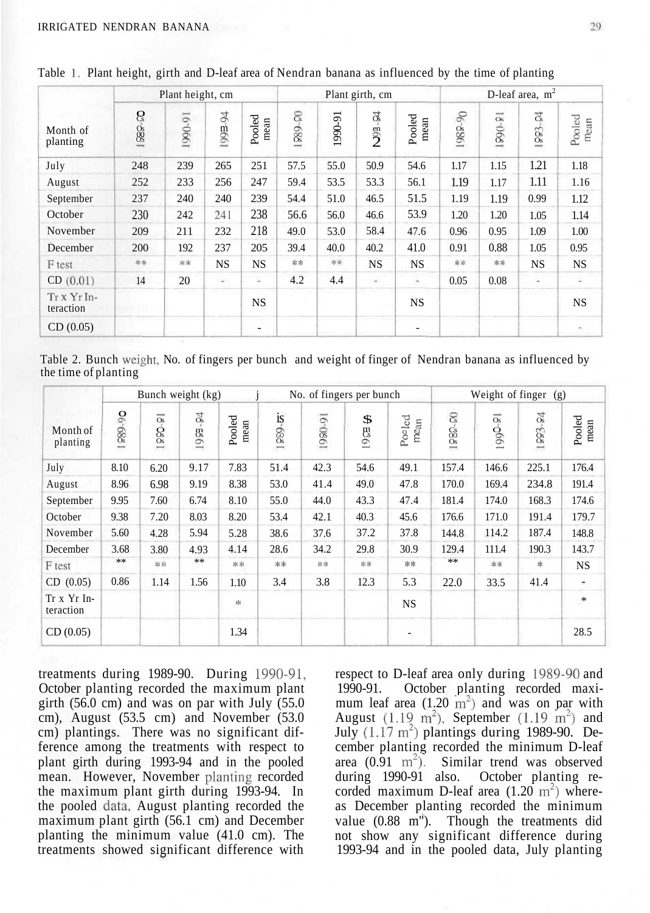Table 1. Plant height, girth and D-leaf area of Nendran banana as influenced by the time of planting

| Month of planting | Plant height, cm | | | | Plant girth, cm | | | | D-leaf area, $m^2$ | | | |
|---|---|---|---|---|---|---|---|---|---|---|---|---|
| | 1989-90 | 1990-91 | 1993-94 | Pooled mean | 1989-90 | 1990-91 | 1993-94 | Pooled mean | 1989-90 | 1990-91 | 1993-94 | Pooled mean |
| July | 248 | 239 | 265 | 251 | 57.5 | 55.0 | 50.9 | 54.6 | 1.17 | 1.15 | 1.21 | 1.18 |
| August | 252 | 233 | 256 | 247 | 59.4 | 53.5 | 53.3 | 56.1 | 1.19 | 1.17 | 1.11 | 1.16 |
| September | 237 | 240 | 240 | 239 | 54.4 | 51.0 | 46.5 | 51.5 | 1.19 | 1.19 | 0.99 | 1.12 |
| October | 230 | 242 | 241 | 238 | 56.6 | 56.0 | 46.6 | 53.9 | 1.20 | 1.20 | 1.05 | 1.14 |
| November | 209 | 211 | 232 | 218 | 49.0 | 53.0 | 58.4 | 47.6 | 0.96 | 0.95 | 1.09 | 1.00 |
| December | 200 | 192 | 237 | 205 | 39.4 | 40.0 | 40.2 | 41.0 | 0.91 | 0.88 | 1.05 | 0.95 |
| F test | ** | ** | NS | NS | ** | ** | NS | NS | ** | ** | NS | NS |
| CD (0.01) | 14 | 20 | - | - | 4.2 | 4.4 | - | - | 0.05 | 0.08 | - | - |
| Tr x Yr Interaction | | | | NS | | | | NS | | | | NS |
| CD (0.05) | | | | - | | | | - | | | | - |

Table 2. Bunch weight, No. of fingers per bunch and weight of finger of Nendran banana as influenced by the time of planting

| Month of planting | Bunch weight (kg) | | | | No. of fingers per bunch | | | | Weight of finger (g) | | | |
|---|---|---|---|---|---|---|---|---|---|---|---|---|
| | 1989-90 | 1990-91 | 1993-94 | Pooled mean | 1989-90 | 1990-91 | 1993-94 | Pooled mean | 1989-90 | 1990-91 | 1993-94 | Pooled mean |
| July | 8.10 | 6.20 | 9.17 | 7.83 | 51.4 | 42.3 | 54.6 | 49.1 | 157.4 | 146.6 | 225.1 | 176.4 |
| August | 8.96 | 6.98 | 9.19 | 8.38 | 53.0 | 41.4 | 49.0 | 47.8 | 170.0 | 169.4 | 234.8 | 191.4 |
| September | 9.95 | 7.60 | 6.74 | 8.10 | 55.0 | 44.0 | 43.3 | 47.4 | 181.4 | 174.0 | 168.3 | 174.6 |
| October | 9.38 | 7.20 | 8.03 | 8.20 | 53.4 | 42.1 | 40.3 | 45.6 | 176.6 | 171.0 | 191.4 | 179.7 |
| November | 5.60 | 4.28 | 5.94 | 5.28 | 38.6 | 37.6 | 37.2 | 37.8 | 144.8 | 114.2 | 187.4 | 148.8 |
| December | 3.68 | 3.80 | 4.93 | 4.14 | 28.6 | 34.2 | 29.8 | 30.9 | 129.4 | 111.4 | 190.3 | 143.7 |
| F test | ** | ** | ** | ** | ** | ** | ** | ** | ** | ** | * | NS |
| CD (0.05) | 0.86 | 1.14 | 1.56 | 1.10 | 3.4 | 3.8 | 12.3 | 5.3 | 22.0 | 33.5 | 41.4 | - |
| Tr x Yr Interaction | | | | * | | | | NS | | | | * |
| CD (0.05) | | | | 1.34 | | | | - | | | | 28.5 |

treatments during 1989-90. During 1990-91, October planting recorded the maximum plant girth (56.0 cm) and was on par with July (55.0 cm), August (53.5 cm) and November (53.0 cm) plantings. There was no significant difference among the treatments with respect to plant girth during 1993-94 and in the pooled mean. However, November planting recorded the maximum plant girth during 1993-94. In the pooled data, August planting recorded the maximum plant girth (56.1 cm) and December planting the minimum value (41.0 cm). The treatments showed significant difference with respect to D-leaf area only during 1989-90 and 1990-91. October planting recorded maximum leaf area (1.20 $m^2$) and was on par with August (1.19 $m^2$), September (1.19 $m^2$) and July (1.17 $m^2$) plantings during 1989-90. December planting recorded the minimum D-leaf area (0.91 $m^2$). Similar trend was observed during 1990-91 also. October planting recorded maximum D-leaf area (1.20 $m^2$) whereas December planting recorded the minimum value (0.88 $m^2$). Though the treatments did not show any significant difference during 1993-94 and in the pooled data, July planting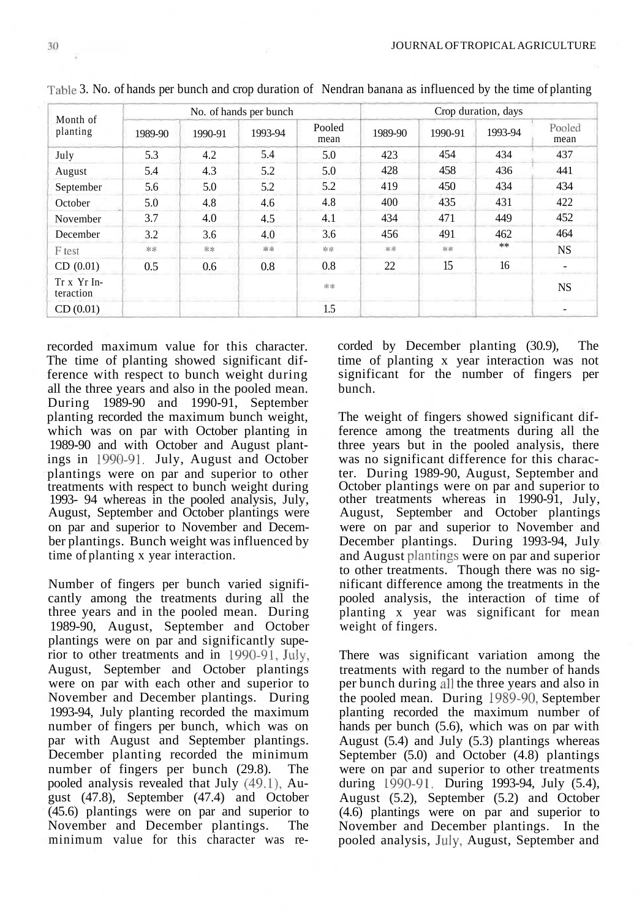Table 3. No. of hands per bunch and crop duration of Nendran banana as influenced by the time of planting

| Month of planting | No. of hands per bunch | | | | Crop duration, days | | | |
|---|---|---|---|---|---|---|---|---|
| | 1989-90 | 1990-91 | 1993-94 | Pooled mean | 1989-90 | 1990-91 | 1993-94 | Pooled mean |
| July | 5.3 | 4.2 | 5.4 | 5.0 | 423 | 454 | 434 | 437 |
| August | 5.4 | 4.3 | 5.2 | 5.0 | 428 | 458 | 436 | 441 |
| September | 5.6 | 5.0 | 5.2 | 5.2 | 419 | 450 | 434 | 434 |
| October | 5.0 | 4.8 | 4.6 | 4.8 | 400 | 435 | 431 | 422 |
| November | 3.7 | 4.0 | 4.5 | 4.1 | 434 | 471 | 449 | 452 |
| December | 3.2 | 3.6 | 4.0 | 3.6 | 456 | 491 | 462 | 464 |
| F test | ** | ** | ** | ** | ** | ** | ** | NS |
| CD (0.01) | 0.5 | 0.6 | 0.8 | 0.8 | 22 | 15 | 16 | - |
| Tr x Yr Interaction | | | | ** | | | | NS |
| CD (0.01) | | | | 1.5 | | | | - |

recorded maximum value for this character. The time of planting showed significant difference with respect to bunch weight during all the three years and also in the pooled mean. During 1989-90 and 1990-91, September planting recorded the maximum bunch weight, which was on par with October planting in 1989-90 and with October and August plantings in 1990-91. July, August and October plantings were on par and superior to other treatments with respect to bunch weight during 1993- 94 whereas in the pooled analysis, July, August, September and October plantings were on par and superior to November and December plantings. Bunch weight was influenced by time of planting x year interaction.

Number of fingers per bunch varied significantly among the treatments during all the three years and in the pooled mean. During 1989-90, August, September and October plantings were on par and significantly superior to other treatments and in 1990-91, July, August, September and October plantings were on par with each other and superior to November and December plantings. During 1993-94, July planting recorded the maximum number of fingers per bunch, which was on par with August and September plantings. December planting recorded the minimum number of fingers per bunch (29.8). The pooled analysis revealed that July (49.1), August (47.8), September (47.4) and October (45.6) plantings were on par and superior to November and December plantings. The minimum value for this character was recorded by December planting (30.9). The time of planting x year interaction was not significant for the number of fingers per bunch.

The weight of fingers showed significant difference among the treatments during all the three years but in the pooled analysis, there was no significant difference for this character. During 1989-90, August, September and October plantings were on par and superior to other treatments whereas in 1990-91, July, August, September and October plantings were on par and superior to November and December plantings. During 1993-94, July and August plantings were on par and superior to other treatments. Though there was no significant difference among the treatments in the pooled analysis, the interaction of time of planting x year was significant for mean weight of fingers.

There was significant variation among the treatments with regard to the number of hands per bunch during all the three years and also in the pooled mean. During 1989-90, September planting recorded the maximum number of hands per bunch (5.6), which was on par with August (5.4) and July (5.3) plantings whereas September (5.0) and October (4.8) plantings were on par and superior to other treatments during 1990-91. During 1993-94, July (5.4), August (5.2), September (5.2) and October (4.6) plantings were on par and superior to November and December plantings. In the pooled analysis, July, August, September and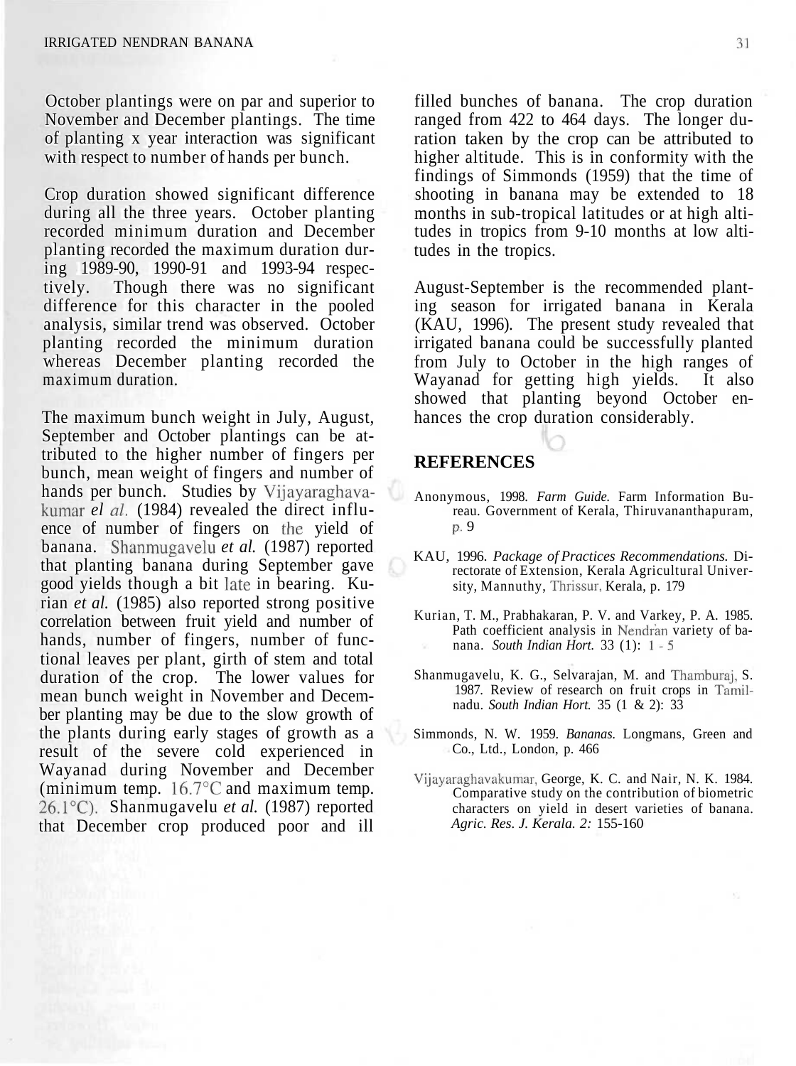October plantings were on par and superior to November and December plantings. The time of planting x year interaction was significant with respect to number of hands per bunch.

Crop duration showed significant difference during all the three years. October planting recorded minimum duration and December planting recorded the maximum duration during 1989-90, 1990-91 and 1993-94 respectively. Though there was no significant difference for this character in the pooled analysis, similar trend was observed. October planting recorded the minimum duration whereas December planting recorded the maximum duration.

The maximum bunch weight in July, August, September and October plantings can be attributed to the higher number of fingers per bunch, mean weight of fingers and number of hands per bunch. Studies by Vijayaraghavakumar *el al.* (1984) revealed the direct influence of number of fingers on the yield of banana. Shanmugavelu *et al.* (1987) reported that planting banana during September gave good yields though a bit late in bearing. Kurian *et al.* (1985) also reported strong positive correlation between fruit yield and number of hands, number of fingers, number of functional leaves per plant, girth of stem and total duration of the crop. The lower values for mean bunch weight in November and December planting may be due to the slow growth of the plants during early stages of growth as a result of the severe cold experienced in Wayanad during November and December (minimum temp. 16.7°C and maximum temp. 26.1°C). Shanmugavelu *et al.* (1987) reported that December crop produced poor and ill filled bunches of banana. The crop duration ranged from 422 to 464 days. The longer duration taken by the crop can be attributed to higher altitude. This is in conformity with the findings of Simmonds (1959) that the time of shooting in banana may be extended to 18 months in sub-tropical latitudes or at high altitudes in tropics from 9-10 months at low altitudes in the tropics.

August-September is the recommended planting season for irrigated banana in Kerala (KAU, 1996). The present study revealed that irrigated banana could be successfully planted from July to October in the high ranges of Wayanad for getting high yields. It also showed that planting beyond October enhances the crop duration considerably.

## REFERENCES

Anonymous, 1998. *Farm Guide.* Farm Information Bureau. Government of Kerala, Thiruvananthapuram, p. 9

KAU, 1996. *Package of Practices Recommendations.* Directorate of Extension, Kerala Agricultural University, Mannuthy, Thrissur, Kerala, p. 179

Kurian, T. M., Prabhakaran, P. V. and Varkey, P. A. 1985. Path coefficient analysis in Nendran variety of banana. *South Indian Hort.* 33 (1): 1 - 5

Shanmugavelu, K. G., Selvarajan, M. and Thamburaj, S. 1987. Review of research on fruit crops in Tamilnadu. *South Indian Hort.* 35 (1 & 2): 33

Simmonds, N. W. 1959. *Bananas.* Longmans, Green and Co., Ltd., London, p. 466

Vijayaraghavakumar, George, K. C. and Nair, N. K. 1984. Comparative study on the contribution of biometric characters on yield in desert varieties of banana. *Agric. Res. J. Kerala. 2:* 155-160